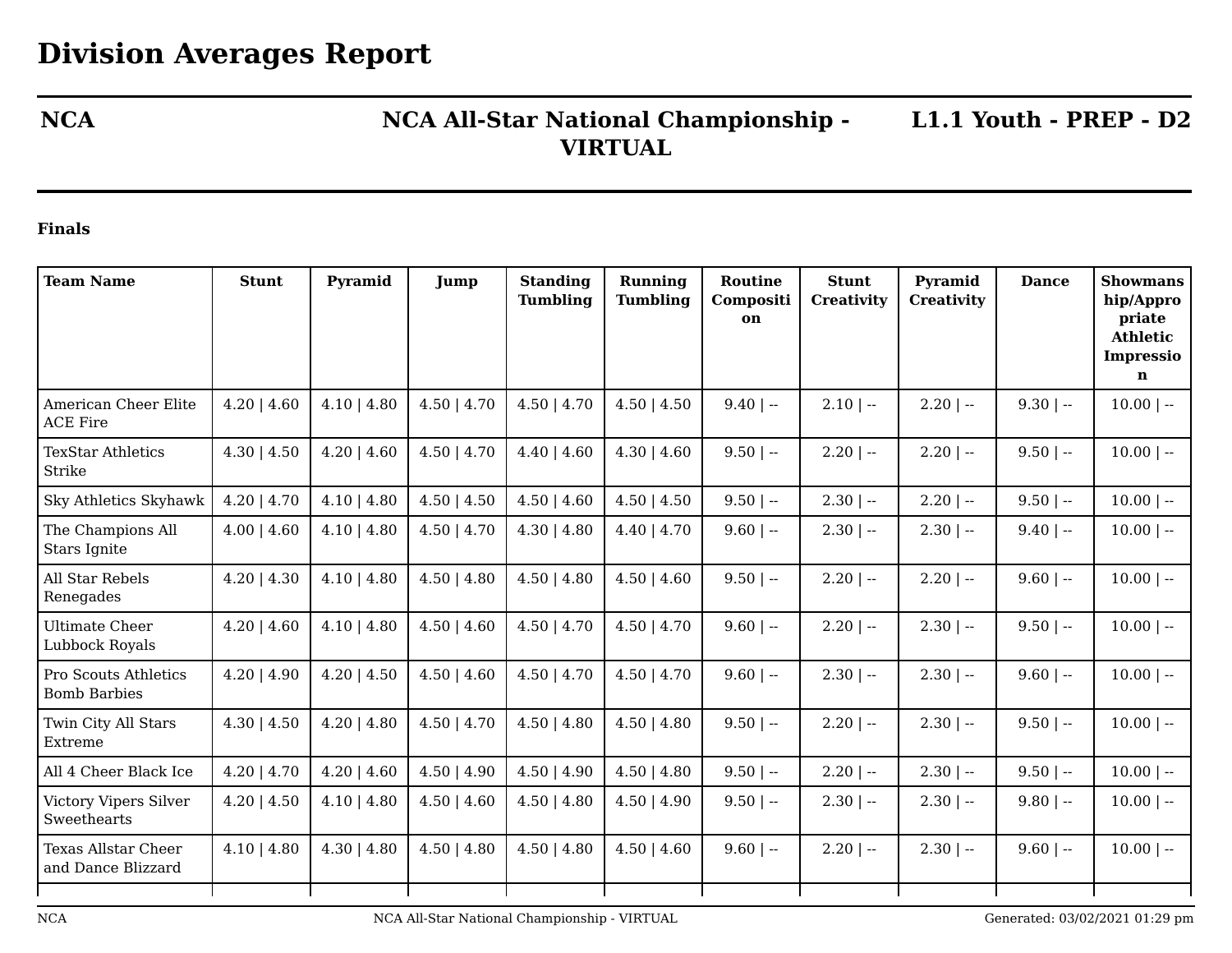# Division Averages Report

**NCA** | **NCA All-Star National Championship - VIRTUAL** | **L1.1 Youth - PREP - D2**

### Finals

| Team Name | Stunt | Pyramid | Jump | Standing Tumbling | Running Tumbling | Routine Composition | Stunt Creativity | Pyramid Creativity | Dance | Showmanship/Appropriate Athletic Impression |
|---|---|---|---|---|---|---|---|---|---|---|
| American Cheer Elite ACE Fire | 4.20 \| 4.60 | 4.10 \| 4.80 | 4.50 \| 4.70 | 4.50 \| 4.70 | 4.50 \| 4.50 | 9.40 \| -- | 2.10 \| -- | 2.20 \| -- | 9.30 \| -- | 10.00 \| -- |
| TexStar Athletics Strike | 4.30 \| 4.50 | 4.20 \| 4.60 | 4.50 \| 4.70 | 4.40 \| 4.60 | 4.30 \| 4.60 | 9.50 \| -- | 2.20 \| -- | 2.20 \| -- | 9.50 \| -- | 10.00 \| -- |
| Sky Athletics Skyhawk | 4.20 \| 4.70 | 4.10 \| 4.80 | 4.50 \| 4.50 | 4.50 \| 4.60 | 4.50 \| 4.50 | 9.50 \| -- | 2.30 \| -- | 2.20 \| -- | 9.50 \| -- | 10.00 \| -- |
| The Champions All Stars Ignite | 4.00 \| 4.60 | 4.10 \| 4.80 | 4.50 \| 4.70 | 4.30 \| 4.80 | 4.40 \| 4.70 | 9.60 \| -- | 2.30 \| -- | 2.30 \| -- | 9.40 \| -- | 10.00 \| -- |
| All Star Rebels Renegades | 4.20 \| 4.30 | 4.10 \| 4.80 | 4.50 \| 4.80 | 4.50 \| 4.80 | 4.50 \| 4.60 | 9.50 \| -- | 2.20 \| -- | 2.20 \| -- | 9.60 \| -- | 10.00 \| -- |
| Ultimate Cheer Lubbock Royals | 4.20 \| 4.60 | 4.10 \| 4.80 | 4.50 \| 4.60 | 4.50 \| 4.70 | 4.50 \| 4.70 | 9.60 \| -- | 2.20 \| -- | 2.30 \| -- | 9.50 \| -- | 10.00 \| -- |
| Pro Scouts Athletics Bomb Barbies | 4.20 \| 4.90 | 4.20 \| 4.50 | 4.50 \| 4.60 | 4.50 \| 4.70 | 4.50 \| 4.70 | 9.60 \| -- | 2.30 \| -- | 2.30 \| -- | 9.60 \| -- | 10.00 \| -- |
| Twin City All Stars Extreme | 4.30 \| 4.50 | 4.20 \| 4.80 | 4.50 \| 4.70 | 4.50 \| 4.80 | 4.50 \| 4.80 | 9.50 \| -- | 2.20 \| -- | 2.30 \| -- | 9.50 \| -- | 10.00 \| -- |
| All 4 Cheer Black Ice | 4.20 \| 4.70 | 4.20 \| 4.60 | 4.50 \| 4.90 | 4.50 \| 4.90 | 4.50 \| 4.80 | 9.50 \| -- | 2.20 \| -- | 2.30 \| -- | 9.50 \| -- | 10.00 \| -- |
| Victory Vipers Silver Sweethearts | 4.20 \| 4.50 | 4.10 \| 4.80 | 4.50 \| 4.60 | 4.50 \| 4.80 | 4.50 \| 4.90 | 9.50 \| -- | 2.30 \| -- | 2.30 \| -- | 9.80 \| -- | 10.00 \| -- |
| Texas Allstar Cheer and Dance Blizzard | 4.10 \| 4.80 | 4.30 \| 4.80 | 4.50 \| 4.80 | 4.50 \| 4.80 | 4.50 \| 4.60 | 9.60 \| -- | 2.20 \| -- | 2.30 \| -- | 9.60 \| -- | 10.00 \| -- |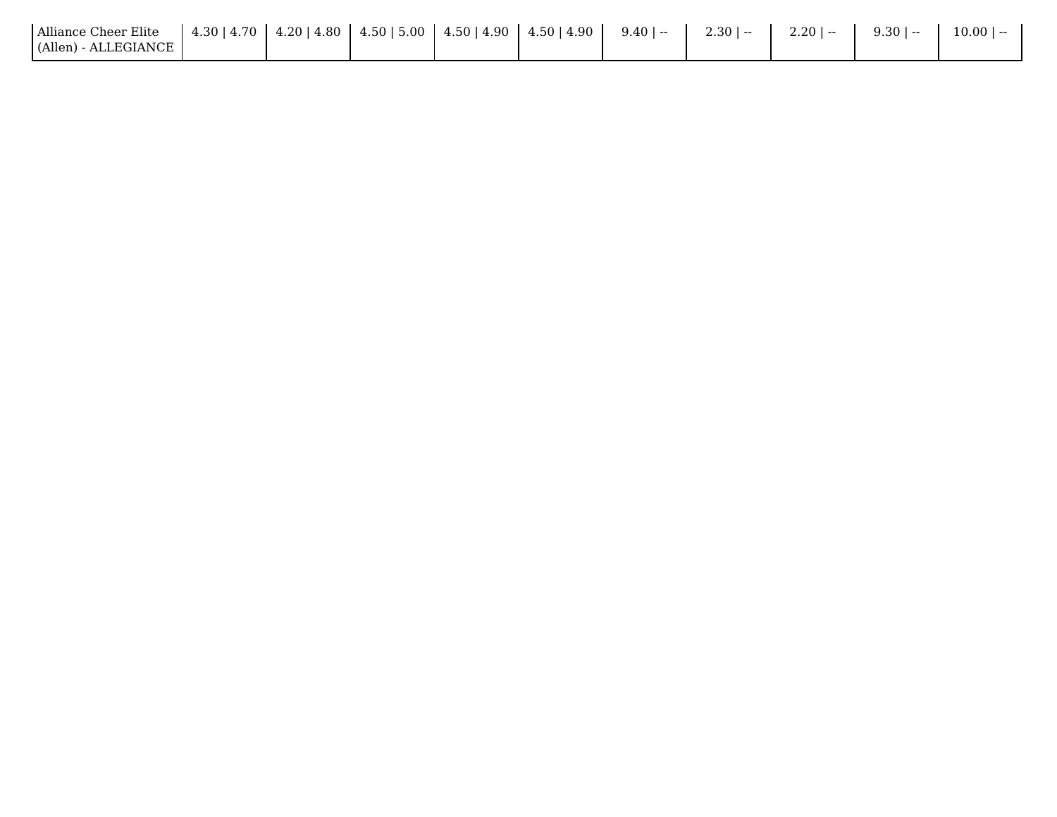| | | | | | | | | | | |
|---|---|---|---|---|---|---|---|---|---|---|
| Alliance Cheer Elite (Allen) - ALLEGIANCE | 4.30 \| 4.70 | 4.20 \| 4.80 | 4.50 \| 5.00 | 4.50 \| 4.90 | 4.50 \| 4.90 | 9.40 \| -- | 2.30 \| -- | 2.20 \| -- | 9.30 \| -- | 10.00 \| -- |